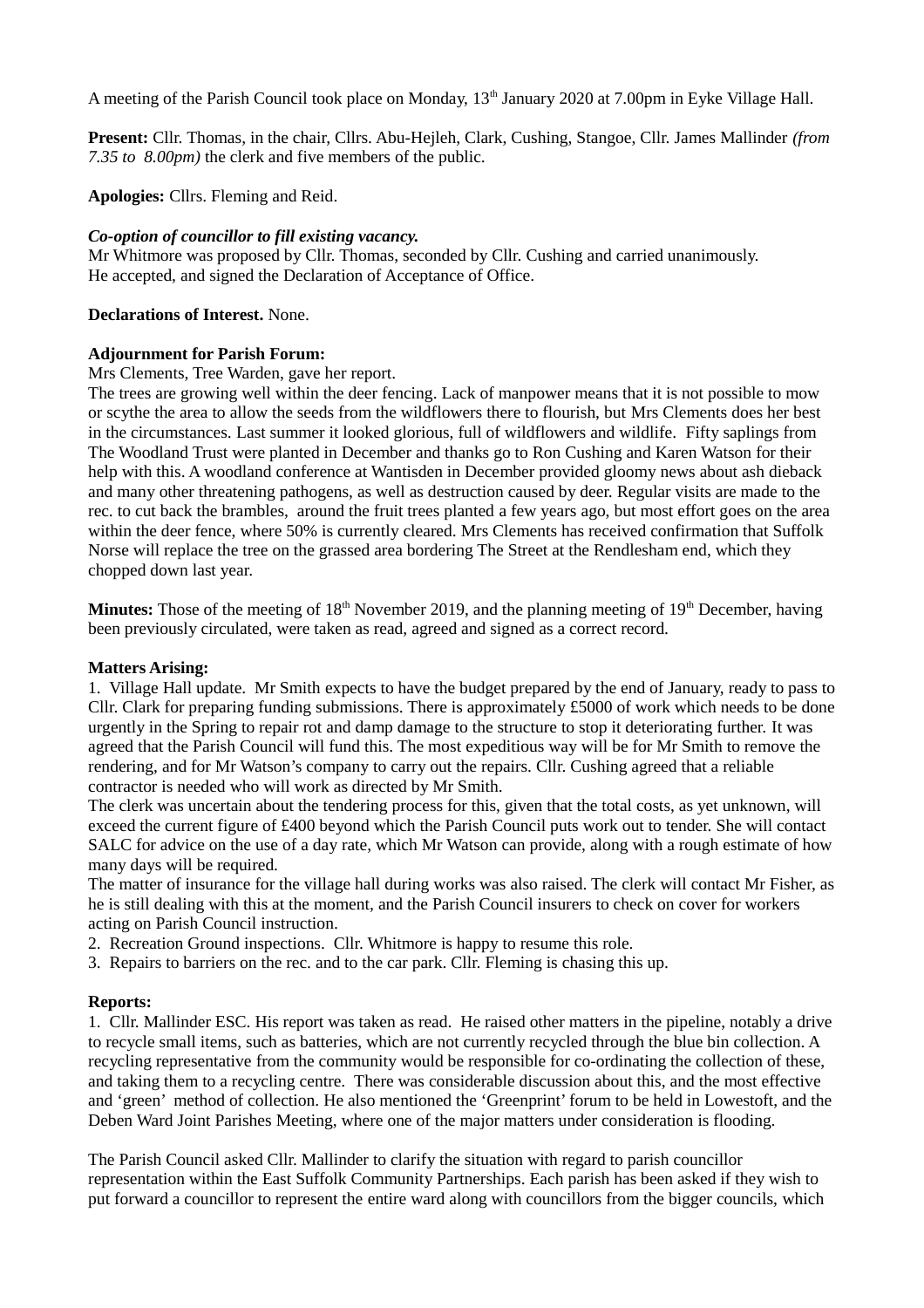A meeting of the Parish Council took place on Monday, 13th January 2020 at 7.00pm in Eyke Village Hall.

**Present:** Cllr. Thomas, in the chair, Cllrs. Abu-Hejleh, Clark, Cushing, Stangoe, Cllr. James Mallinder *(from 7.35 to 8.00pm)* the clerk and five members of the public.

**Apologies:** Cllrs. Fleming and Reid.

***Co-option of councillor to fill existing vacancy.***

Mr Whitmore was proposed by Cllr. Thomas, seconded by Cllr. Cushing and carried unanimously. He accepted, and signed the Declaration of Acceptance of Office.

**Declarations of Interest.** None.

**Adjournment for Parish Forum:**

Mrs Clements, Tree Warden, gave her report.

The trees are growing well within the deer fencing. Lack of manpower means that it is not possible to mow or scythe the area to allow the seeds from the wildflowers there to flourish, but Mrs Clements does her best in the circumstances. Last summer it looked glorious, full of wildflowers and wildlife. Fifty saplings from The Woodland Trust were planted in December and thanks go to Ron Cushing and Karen Watson for their help with this. A woodland conference at Wantisden in December provided gloomy news about ash dieback and many other threatening pathogens, as well as destruction caused by deer. Regular visits are made to the rec. to cut back the brambles, around the fruit trees planted a few years ago, but most effort goes on the area within the deer fence, where 50% is currently cleared. Mrs Clements has received confirmation that Suffolk Norse will replace the tree on the grassed area bordering The Street at the Rendlesham end, which they chopped down last year.

**Minutes:** Those of the meeting of 18th November 2019, and the planning meeting of 19th December, having been previously circulated, were taken as read, agreed and signed as a correct record.

**Matters Arising:**

1. Village Hall update. Mr Smith expects to have the budget prepared by the end of January, ready to pass to Cllr. Clark for preparing funding submissions. There is approximately £5000 of work which needs to be done urgently in the Spring to repair rot and damp damage to the structure to stop it deteriorating further. It was agreed that the Parish Council will fund this. The most expeditious way will be for Mr Smith to remove the rendering, and for Mr Watson's company to carry out the repairs. Cllr. Cushing agreed that a reliable contractor is needed who will work as directed by Mr Smith.
The clerk was uncertain about the tendering process for this, given that the total costs, as yet unknown, will exceed the current figure of £400 beyond which the Parish Council puts work out to tender. She will contact SALC for advice on the use of a day rate, which Mr Watson can provide, along with a rough estimate of how many days will be required.
The matter of insurance for the village hall during works was also raised. The clerk will contact Mr Fisher, as he is still dealing with this at the moment, and the Parish Council insurers to check on cover for workers acting on Parish Council instruction.
2. Recreation Ground inspections. Cllr. Whitmore is happy to resume this role.
3. Repairs to barriers on the rec. and to the car park. Cllr. Fleming is chasing this up.

**Reports:**

1. Cllr. Mallinder ESC. His report was taken as read. He raised other matters in the pipeline, notably a drive to recycle small items, such as batteries, which are not currently recycled through the blue bin collection. A recycling representative from the community would be responsible for co-ordinating the collection of these, and taking them to a recycling centre. There was considerable discussion about this, and the most effective and 'green' method of collection. He also mentioned the 'Greenprint' forum to be held in Lowestoft, and the Deben Ward Joint Parishes Meeting, where one of the major matters under consideration is flooding.

The Parish Council asked Cllr. Mallinder to clarify the situation with regard to parish councillor representation within the East Suffolk Community Partnerships. Each parish has been asked if they wish to put forward a councillor to represent the entire ward along with councillors from the bigger councils, which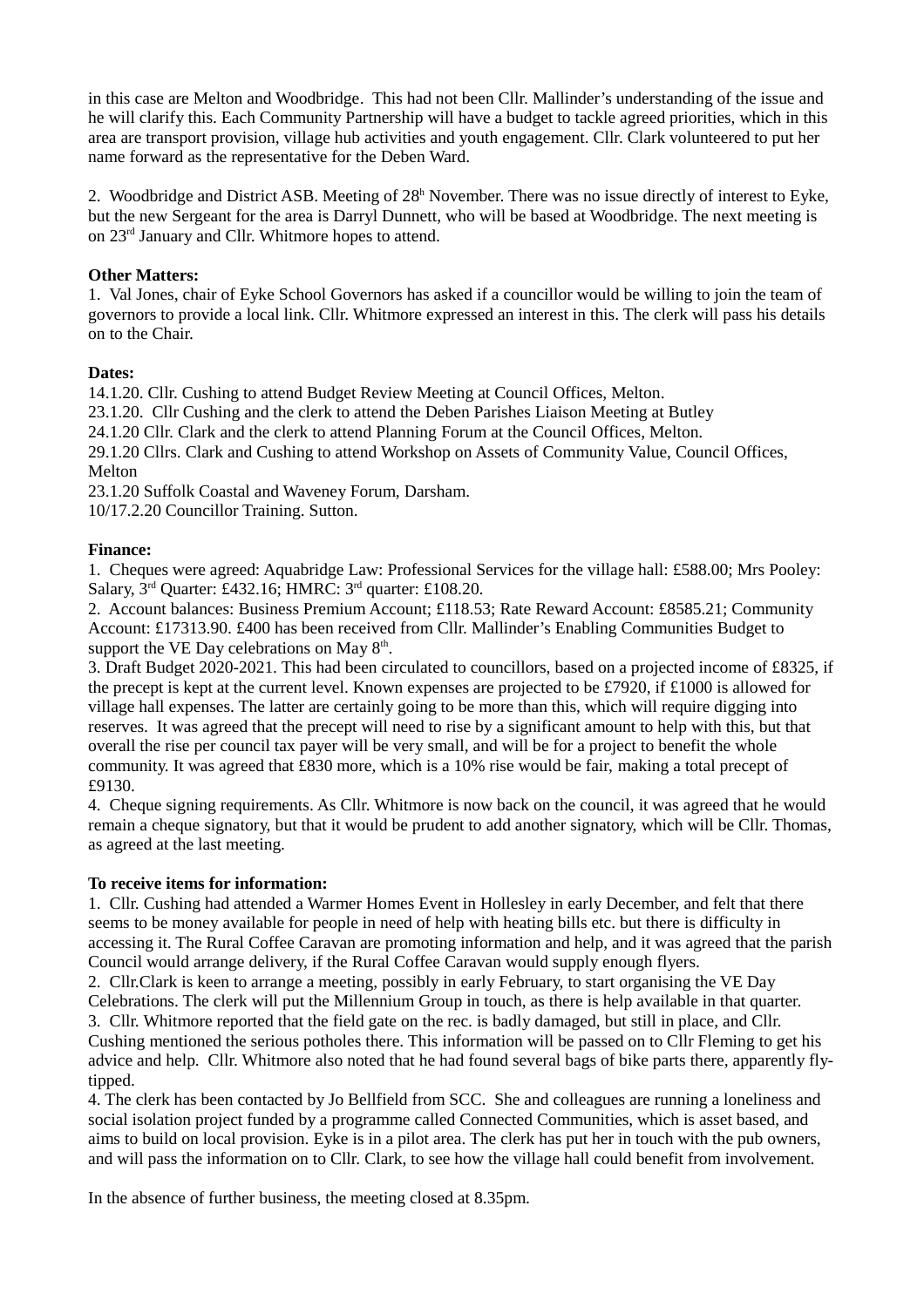in this case are Melton and Woodbridge. This had not been Cllr. Mallinder's understanding of the issue and he will clarify this. Each Community Partnership will have a budget to tackle agreed priorities, which in this area are transport provision, village hub activities and youth engagement. Cllr. Clark volunteered to put her name forward as the representative for the Deben Ward.

2. Woodbridge and District ASB. Meeting of 28h November. There was no issue directly of interest to Eyke, but the new Sergeant for the area is Darryl Dunnett, who will be based at Woodbridge. The next meeting is on 23rd January and Cllr. Whitmore hopes to attend.

**Other Matters:**

1. Val Jones, chair of Eyke School Governors has asked if a councillor would be willing to join the team of governors to provide a local link. Cllr. Whitmore expressed an interest in this. The clerk will pass his details on to the Chair.

**Dates:**

14.1.20. Cllr. Cushing to attend Budget Review Meeting at Council Offices, Melton.
23.1.20. Cllr Cushing and the clerk to attend the Deben Parishes Liaison Meeting at Butley
24.1.20 Cllr. Clark and the clerk to attend Planning Forum at the Council Offices, Melton.
29.1.20 Cllrs. Clark and Cushing to attend Workshop on Assets of Community Value, Council Offices, Melton
23.1.20 Suffolk Coastal and Waveney Forum, Darsham.
10/17.2.20 Councillor Training. Sutton.

**Finance:**

1. Cheques were agreed: Aquabridge Law: Professional Services for the village hall: £588.00; Mrs Pooley: Salary, 3rd Quarter: £432.16; HMRC: 3rd quarter: £108.20.
2. Account balances: Business Premium Account; £118.53; Rate Reward Account: £8585.21; Community Account: £17313.90. £400 has been received from Cllr. Mallinder's Enabling Communities Budget to support the VE Day celebrations on May 8th.
3. Draft Budget 2020-2021. This had been circulated to councillors, based on a projected income of £8325, if the precept is kept at the current level. Known expenses are projected to be £7920, if £1000 is allowed for village hall expenses. The latter are certainly going to be more than this, which will require digging into reserves. It was agreed that the precept will need to rise by a significant amount to help with this, but that overall the rise per council tax payer will be very small, and will be for a project to benefit the whole community. It was agreed that £830 more, which is a 10% rise would be fair, making a total precept of £9130.
4. Cheque signing requirements. As Cllr. Whitmore is now back on the council, it was agreed that he would remain a cheque signatory, but that it would be prudent to add another signatory, which will be Cllr. Thomas, as agreed at the last meeting.

**To receive items for information:**

1. Cllr. Cushing had attended a Warmer Homes Event in Hollesley in early December, and felt that there seems to be money available for people in need of help with heating bills etc. but there is difficulty in accessing it. The Rural Coffee Caravan are promoting information and help, and it was agreed that the parish Council would arrange delivery, if the Rural Coffee Caravan would supply enough flyers.
2. Cllr.Clark is keen to arrange a meeting, possibly in early February, to start organising the VE Day Celebrations. The clerk will put the Millennium Group in touch, as there is help available in that quarter.
3. Cllr. Whitmore reported that the field gate on the rec. is badly damaged, but still in place, and Cllr. Cushing mentioned the serious potholes there. This information will be passed on to Cllr Fleming to get his advice and help. Cllr. Whitmore also noted that he had found several bags of bike parts there, apparently fly-tipped.
4. The clerk has been contacted by Jo Bellfield from SCC. She and colleagues are running a loneliness and social isolation project funded by a programme called Connected Communities, which is asset based, and aims to build on local provision. Eyke is in a pilot area. The clerk has put her in touch with the pub owners, and will pass the information on to Cllr. Clark, to see how the village hall could benefit from involvement.

In the absence of further business, the meeting closed at 8.35pm.